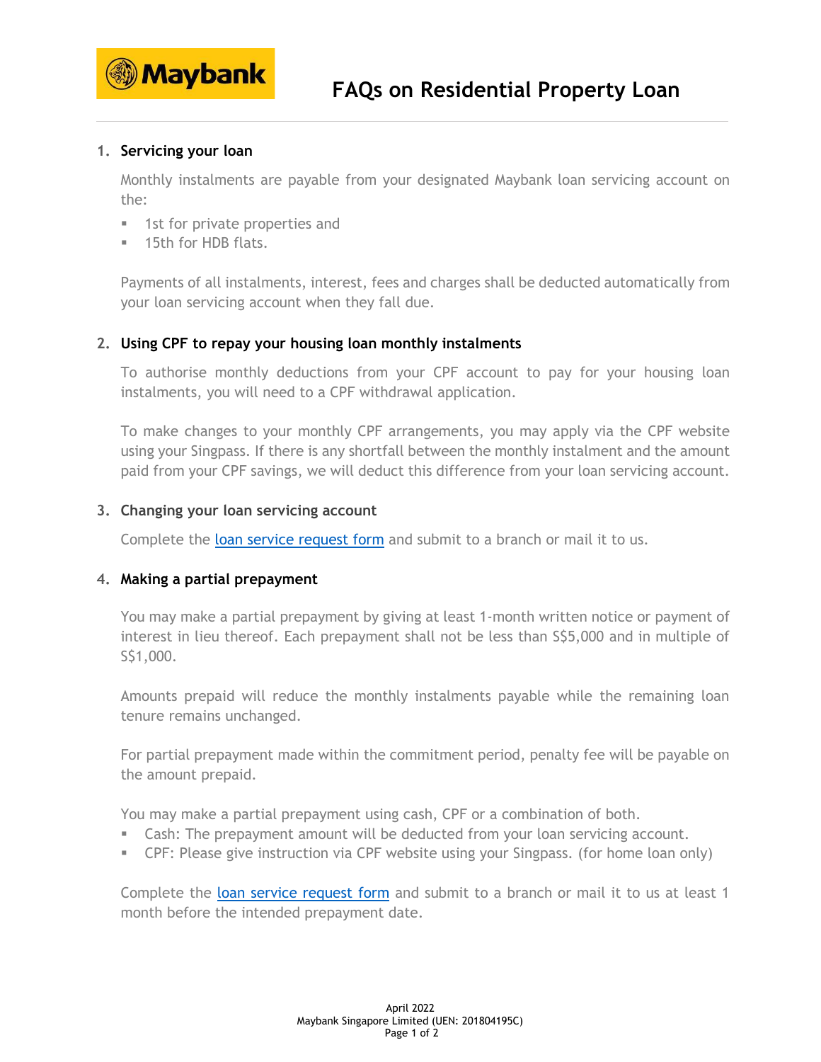# FAQs on Residential Property Loan

## 1. Servicing your loan

Monthly instalments are payable from your designated Maybank loan servicing account on the:

- 1st for private properties and
- 15th for HDB flats.

Payments of all instalments, interest, fees and charges shall be deducted automatically from your loan servicing account when they fall due.

## 2. Using CPF to repay your housing loan monthly instalments

To authorise monthly deductions from your CPF account to pay for your housing loan instalments, you will need to a CPF withdrawal application.

To make changes to your monthly CPF arrangements, you may apply via the CPF website using your Singpass. If there is any shortfall between the monthly instalment and the amount paid from your CPF savings, we will deduct this difference from your loan servicing account.

## 3. Changing your loan servicing account

Complete the loan service request form and submit to a branch or mail it to us.

## 4. Making a partial prepayment

You may make a partial prepayment by giving at least 1-month written notice or payment of interest in lieu thereof. Each prepayment shall not be less than S$5,000 and in multiple of S$1,000.

Amounts prepaid will reduce the monthly instalments payable while the remaining loan tenure remains unchanged.

For partial prepayment made within the commitment period, penalty fee will be payable on the amount prepaid.

You may make a partial prepayment using cash, CPF or a combination of both.

- Cash: The prepayment amount will be deducted from your loan servicing account.
- CPF: Please give instruction via CPF website using your Singpass. (for home loan only)

Complete the loan service request form and submit to a branch or mail it to us at least 1 month before the intended prepayment date.

April 2022
Maybank Singapore Limited (UEN: 201804195C)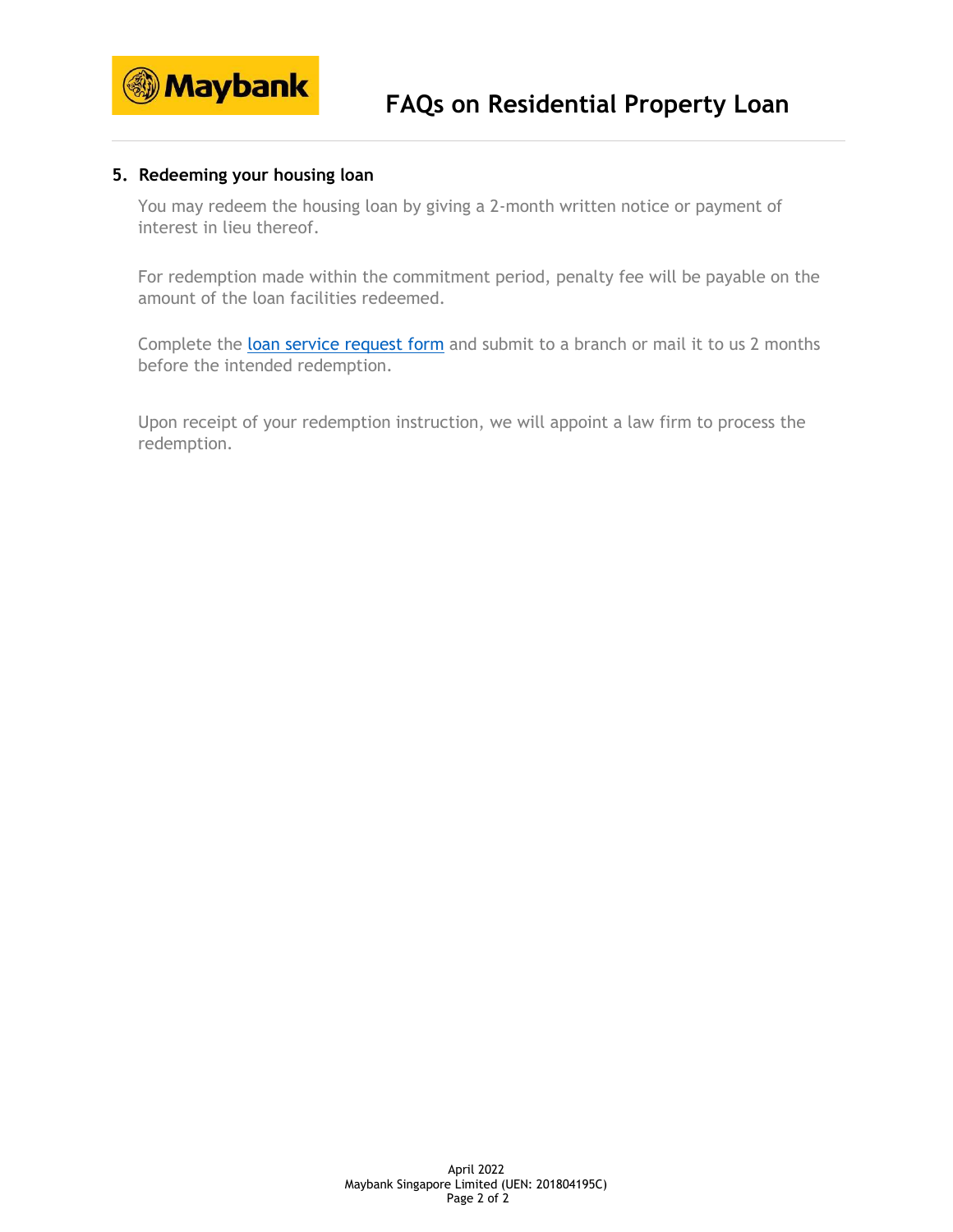## 5. Redeeming your housing loan

You may redeem the housing loan by giving a 2-month written notice or payment of interest in lieu thereof.

For redemption made within the commitment period, penalty fee will be payable on the amount of the loan facilities redeemed.

Complete the loan service request form and submit to a branch or mail it to us 2 months before the intended redemption.

Upon receipt of your redemption instruction, we will appoint a law firm to process the redemption.